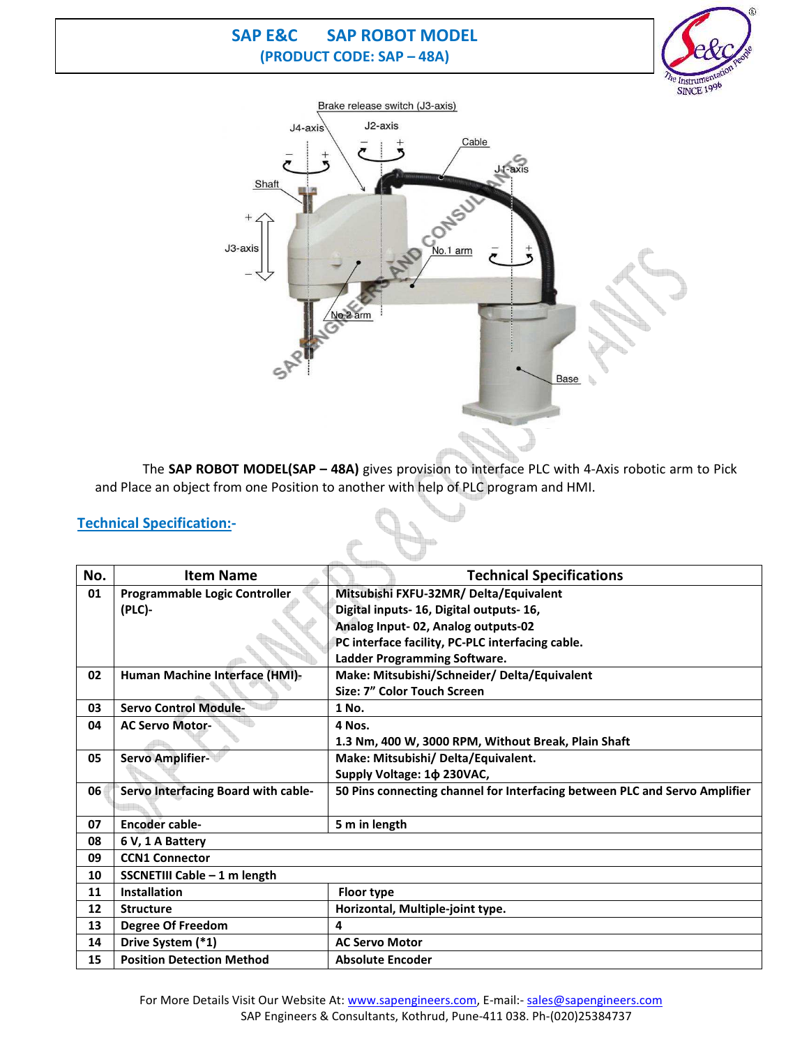# SAP E&C SAP ROBOT MODEL

## (PRODUCT CODE: SAP – 48A)

Brake release switch (J3-axis)
J4-axis
J2-axis
Cable
J1-axis
Shaft
J3-axis
No.1 arm
No.2 arm
Base

The **SAP ROBOT MODEL(SAP – 48A)** gives provision to interface PLC with 4-Axis robotic arm to Pick and Place an object from one Position to another with help of PLC program and HMI.

## Technical Specification:-

| No. | Item Name | Technical Specifications |
|---|---|---|
| 01 | Programmable Logic Controller (PLC)- | Mitsubishi FXFU-32MR/ Delta/Equivalent<br>Digital inputs- 16, Digital outputs- 16,<br>Analog Input- 02, Analog outputs-02<br>PC interface facility, PC-PLC interfacing cable.<br>Ladder Programming Software. |
| 02 | Human Machine Interface (HMI)- | Make: Mitsubishi/Schneider/ Delta/Equivalent<br>Size: 7" Color Touch Screen |
| 03 | Servo Control Module- | 1 No. |
| 04 | AC Servo Motor- | 4 Nos.<br>1.3 Nm, 400 W, 3000 RPM, Without Break, Plain Shaft |
| 05 | Servo Amplifier- | Make: Mitsubishi/ Delta/Equivalent.<br>Supply Voltage: 1ϕ 230VAC, |
| 06 | Servo Interfacing Board with cable- | 50 Pins connecting channel for Interfacing between PLC and Servo Amplifier |
| 07 | Encoder cable- | 5 m in length |
| 08 | 6 V, 1 A Battery | |
| 09 | CCN1 Connector | |
| 10 | SSCNETIII Cable – 1 m length | |
| 11 | Installation | Floor type |
| 12 | Structure | Horizontal, Multiple-joint type. |
| 13 | Degree Of Freedom | 4 |
| 14 | Drive System (*1) | AC Servo Motor |
| 15 | Position Detection Method | Absolute Encoder |

For More Details Visit Our Website At: www.sapengineers.com, E-mail:- sales@sapengineers.com
SAP Engineers & Consultants, Kothrud, Pune-411 038. Ph-(020)25384737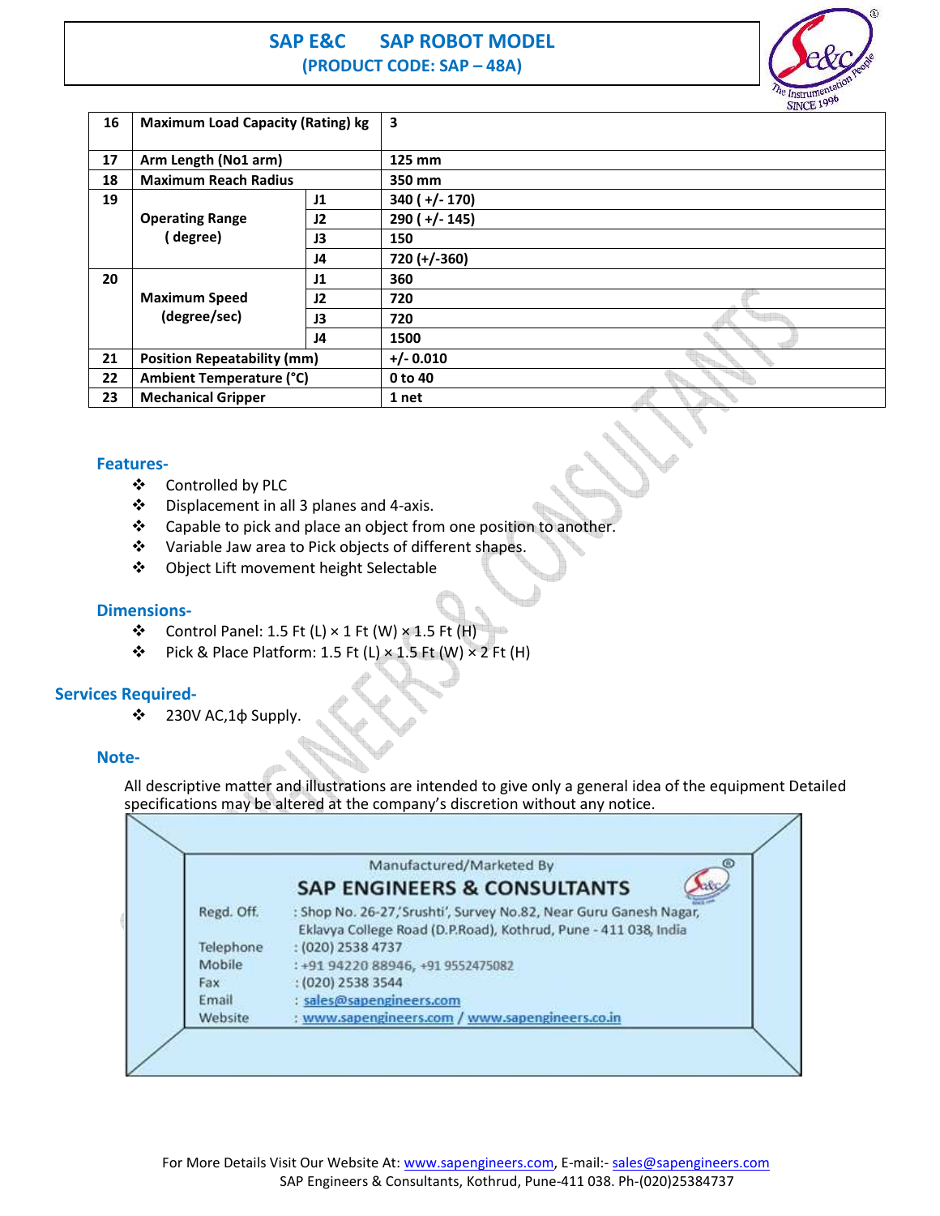| | | | |
|---|---|---|---|
| 16 | Maximum Load Capacity (Rating) kg | | 3 |
| 17 | Arm Length (No1 arm) | | 125 mm |
| 18 | Maximum Reach Radius | | 350 mm |
| 19 | Operating Range ( degree) | J1 | 340 ( +/- 170) |
| | | J2 | 290 ( +/- 145) |
| | | J3 | 150 |
| | | J4 | 720 (+/-360) |
| 20 | Maximum Speed (degree/sec) | J1 | 360 |
| | | J2 | 720 |
| | | J3 | 720 |
| | | J4 | 1500 |
| 21 | Position Repeatability (mm) | | +/- 0.010 |
| 22 | Ambient Temperature (°C) | | 0 to 40 |
| 23 | Mechanical Gripper | | 1 net |

## Features-

- Controlled by PLC
- Displacement in all 3 planes and 4-axis.
- Capable to pick and place an object from one position to another.
- Variable Jaw area to Pick objects of different shapes.
- Object Lift movement height Selectable

## Dimensions-

- Control Panel: 1.5 Ft (L) × 1 Ft (W) × 1.5 Ft (H)
- Pick & Place Platform: 1.5 Ft (L) × 1.5 Ft (W) × 2 Ft (H)

## Services Required-

- 230V AC,1ϕ Supply.

## Note-

All descriptive matter and illustrations are intended to give only a general idea of the equipment Detailed specifications may be altered at the company's discretion without any notice.

Manufactured/Marketed By

**SAP ENGINEERS & CONSULTANTS**

| | |
|---|---|
| Regd. Off. | : Shop No. 26-27,'Srushti', Survey No.82, Near Guru Ganesh Nagar, Eklavya College Road (D.P.Road), Kothrud, Pune - 411 038, India |
| Telephone | : (020) 2538 4737 |
| Mobile | : +91 94220 88946, +91 9552475082 |
| Fax | : (020) 2538 3544 |
| Email | : sales@sapengineers.com |
| Website | : www.sapengineers.com / www.sapengineers.co.in |